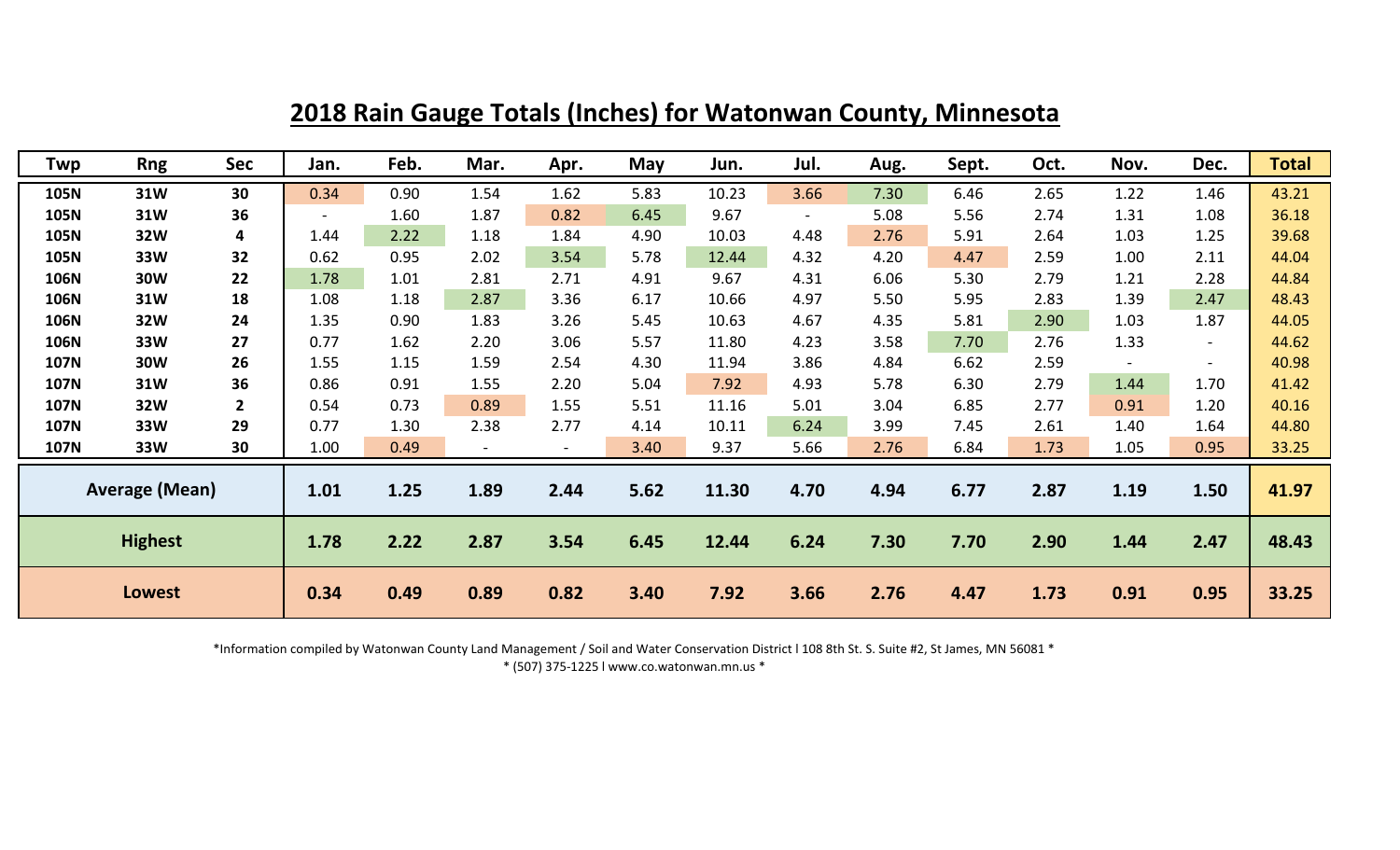# 2018 Rain Gauge Totals (Inches) for Watonwan County, Minnesota

| Twp | Rng | Sec | Jan. | Feb. | Mar. | Apr. | May | Jun. | Jul. | Aug. | Sept. | Oct. | Nov. | Dec. | Total |
|---|---|---|---|---|---|---|---|---|---|---|---|---|---|---|---|
| **105N** | **31W** | **30** | 0.34 | 0.90 | 1.54 | 1.62 | 5.83 | 10.23 | 3.66 | 7.30 | 6.46 | 2.65 | 1.22 | 1.46 | 43.21 |
| **105N** | **31W** | **36** | - | 1.60 | 1.87 | 0.82 | 6.45 | 9.67 | - | 5.08 | 5.56 | 2.74 | 1.31 | 1.08 | 36.18 |
| **105N** | **32W** | **4** | 1.44 | 2.22 | 1.18 | 1.84 | 4.90 | 10.03 | 4.48 | 2.76 | 5.91 | 2.64 | 1.03 | 1.25 | 39.68 |
| **105N** | **33W** | **32** | 0.62 | 0.95 | 2.02 | 3.54 | 5.78 | 12.44 | 4.32 | 4.20 | 4.47 | 2.59 | 1.00 | 2.11 | 44.04 |
| **106N** | **30W** | **22** | 1.78 | 1.01 | 2.81 | 2.71 | 4.91 | 9.67 | 4.31 | 6.06 | 5.30 | 2.79 | 1.21 | 2.28 | 44.84 |
| **106N** | **31W** | **18** | 1.08 | 1.18 | 2.87 | 3.36 | 6.17 | 10.66 | 4.97 | 5.50 | 5.95 | 2.83 | 1.39 | 2.47 | 48.43 |
| **106N** | **32W** | **24** | 1.35 | 0.90 | 1.83 | 3.26 | 5.45 | 10.63 | 4.67 | 4.35 | 5.81 | 2.90 | 1.03 | 1.87 | 44.05 |
| **106N** | **33W** | **27** | 0.77 | 1.62 | 2.20 | 3.06 | 5.57 | 11.80 | 4.23 | 3.58 | 7.70 | 2.76 | 1.33 | - | 44.62 |
| **107N** | **30W** | **26** | 1.55 | 1.15 | 1.59 | 2.54 | 4.30 | 11.94 | 3.86 | 4.84 | 6.62 | 2.59 | - | - | 40.98 |
| **107N** | **31W** | **36** | 0.86 | 0.91 | 1.55 | 2.20 | 5.04 | 7.92 | 4.93 | 5.78 | 6.30 | 2.79 | 1.44 | 1.70 | 41.42 |
| **107N** | **32W** | **2** | 0.54 | 0.73 | 0.89 | 1.55 | 5.51 | 11.16 | 5.01 | 3.04 | 6.85 | 2.77 | 0.91 | 1.20 | 40.16 |
| **107N** | **33W** | **29** | 0.77 | 1.30 | 2.38 | 2.77 | 4.14 | 10.11 | 6.24 | 3.99 | 7.45 | 2.61 | 1.40 | 1.64 | 44.80 |
| **107N** | **33W** | **30** | 1.00 | 0.49 | - | - | 3.40 | 9.37 | 5.66 | 2.76 | 6.84 | 1.73 | 1.05 | 0.95 | 33.25 |
| **Average (Mean)** | | | **1.01** | **1.25** | **1.89** | **2.44** | **5.62** | **11.30** | **4.70** | **4.94** | **6.77** | **2.87** | **1.19** | **1.50** | **41.97** |
| **Highest** | | | **1.78** | **2.22** | **2.87** | **3.54** | **6.45** | **12.44** | **6.24** | **7.30** | **7.70** | **2.90** | **1.44** | **2.47** | **48.43** |
| **Lowest** | | | **0.34** | **0.49** | **0.89** | **0.82** | **3.40** | **7.92** | **3.66** | **2.76** | **4.47** | **1.73** | **0.91** | **0.95** | **33.25** |

*Information compiled by Watonwan County Land Management / Soil and Water Conservation District l 108 8th St. S. Suite #2, St James, MN 56081 *

* (507) 375-1225 l www.co.watonwan.mn.us *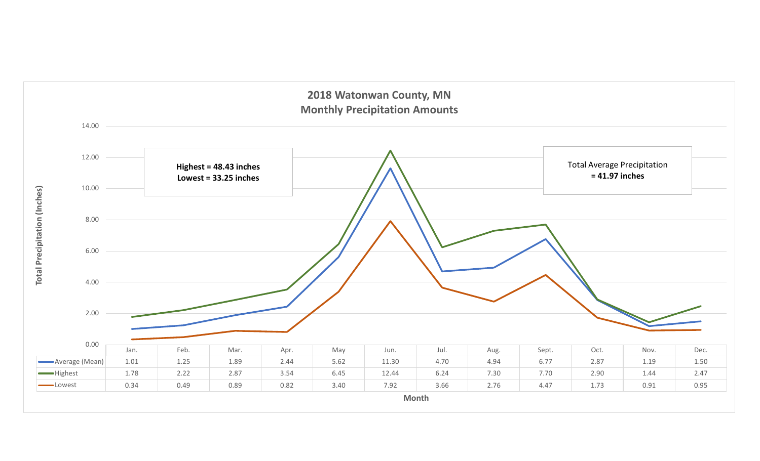**2018 Watonwan County, MN**
**Monthly Precipitation Amounts**

**Highest = 48.43 inches**
**Lowest = 33.25 inches**

Total Average Precipitation
**= 41.97 inches**

Total Precipitation (Inches)

14.00
12.00
10.00
8.00
6.00
4.00
2.00
0.00

| | Jan. | Feb. | Mar. | Apr. | May | Jun. | Jul. | Aug. | Sept. | Oct. | Nov. | Dec. |
|---|---|---|---|---|---|---|---|---|---|---|---|---|
| Average (Mean) | 1.01 | 1.25 | 1.89 | 2.44 | 5.62 | 11.30 | 4.70 | 4.94 | 6.77 | 2.87 | 1.19 | 1.50 |
| Highest | 1.78 | 2.22 | 2.87 | 3.54 | 6.45 | 12.44 | 6.24 | 7.30 | 7.70 | 2.90 | 1.44 | 2.47 |
| Lowest | 0.34 | 0.49 | 0.89 | 0.82 | 3.40 | 7.92 | 3.66 | 2.76 | 4.47 | 1.73 | 0.91 | 0.95 |

Month